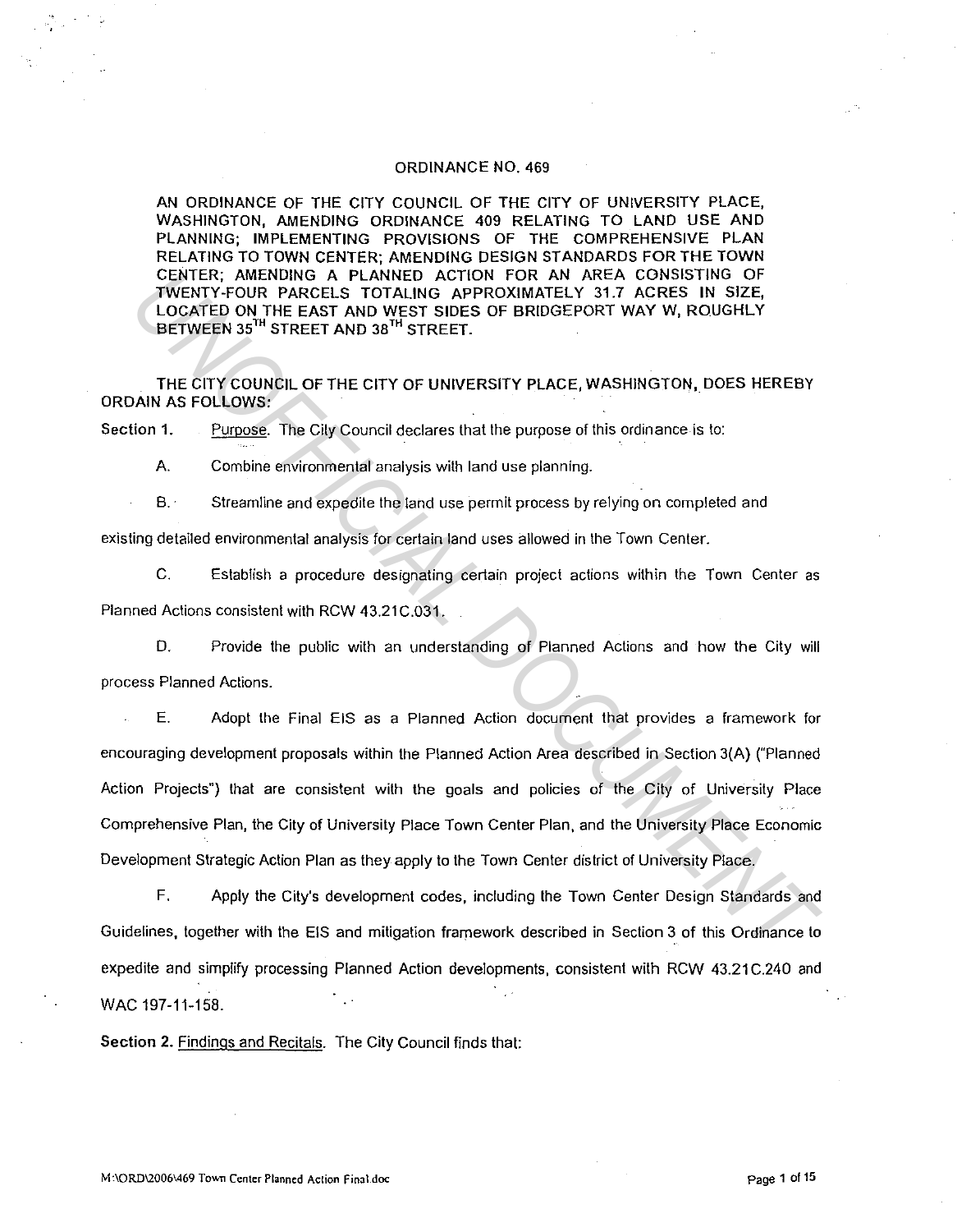# ORDINANCE NO. 469

AN ORDINANCE OF THE CITY COUNCIL OF THE CITY OF UNIVERSITY PLACE, WASHINGTON, AMENDING ORDINANCE 409 RELATING TO LAND USE AND PLANNING; IMPLEMENTING PROVISIONS OF THE COMPREHENSIVE PLAN RELATING TO TOWN CENTER; AMENDING DESIGN STANDARDS FOR THE TOWN CENTER; AMENDING A PLANNED ACTION FOR AN AREA CONSISTING OF TWENTY-FOUR PARCELS TOTALING APPROXIMATELY 31.7 ACRES IN SIZE, LOCATED ON THE EAST AND WEST SIDES OF BRIDGEPORT WAY W, ROUGHLY BETWEEN 35TH STREET AND 38TH STREET.

THE CITY COUNCIL OF THE CITY OF UNIVERSITY PLACE, WASHINGTON, DOES HEREBY ORDAIN AS FOLLOWS:

**Section 1.** Purpose. The City Council declares that the purpose of this ordinance is to:

A. Combine environmental analysis with land use planning.

B. Streamline and expedite the land use permit process by relying on completed and existing detailed environmental analysis for certain land uses allowed in the Town Center.

C. Establish a procedure designating certain project actions within the Town Center as Planned Actions consistent with RCW 43.21C.031.

D. Provide the public with an understanding of Planned Actions and how the City will process Planned Actions.

E. Adopt the Final EIS as a Planned Action document that provides a framework for encouraging development proposals within the Planned Action Area described in Section 3(A) ("Planned Action Projects") that are consistent with the goals and policies of the City of University Place Comprehensive Plan, the City of University Place Town Center Plan, and the University Place Economic Development Strategic Action Plan as they apply to the Town Center district of University Place.

F. Apply the City's development codes, including the Town Center Design Standards and Guidelines, together with the EIS and mitigation framework described in Section 3 of this Ordinance to expedite and simplify processing Planned Action developments, consistent with RCW 43.21C.240 and WAC 197-11-158.

**Section 2.** Findings and Recitals. The City Council finds that: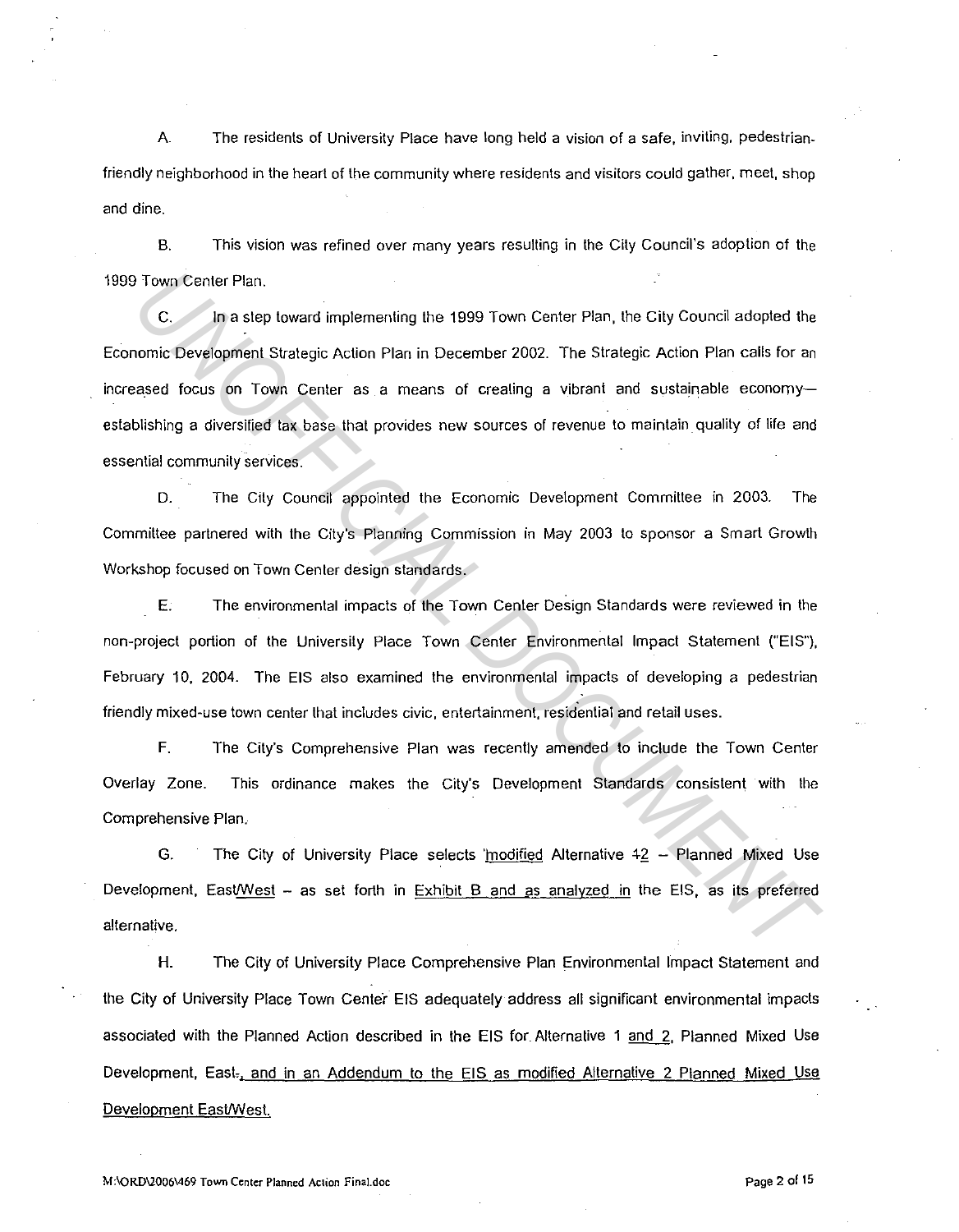A. The residents of University Place have long held a vision of a safe, inviting, pedestrian-friendly neighborhood in the heart of the community where residents and visitors could gather, meet, shop and dine.

B. This vision was refined over many years resulting in the City Council's adoption of the 1999 Town Center Plan.

C. In a step toward implementing the 1999 Town Center Plan, the City Council adopted the Economic Development Strategic Action Plan in December 2002. The Strategic Action Plan calls for an increased focus on Town Center as a means of creating a vibrant and sustainable economy—establishing a diversified tax base that provides new sources of revenue to maintain quality of life and essential community services.

D. The City Council appointed the Economic Development Committee in 2003. The Committee partnered with the City's Planning Commission in May 2003 to sponsor a Smart Growth Workshop focused on Town Center design standards.

E. The environmental impacts of the Town Center Design Standards were reviewed in the non-project portion of the University Place Town Center Environmental Impact Statement ("EIS"), February 10, 2004. The EIS also examined the environmental impacts of developing a pedestrian friendly mixed-use town center that includes civic, entertainment, residential and retail uses.

F. The City's Comprehensive Plan was recently amended to include the Town Center Overlay Zone. This ordinance makes the City's Development Standards consistent with the Comprehensive Plan.

G. The City of University Place selects modified Alternative ~~1~~2 – Planned Mixed Use Development, East/West – as set forth in Exhibit B and as analyzed in the EIS, as its preferred alternative.

H. The City of University Place Comprehensive Plan Environmental Impact Statement and the City of University Place Town Center EIS adequately address all significant environmental impacts associated with the Planned Action described in the EIS for Alternative 1 and 2, Planned Mixed Use Development, East~~.~~, and in an Addendum to the EIS as modified Alternative 2 Planned Mixed Use Development East/West.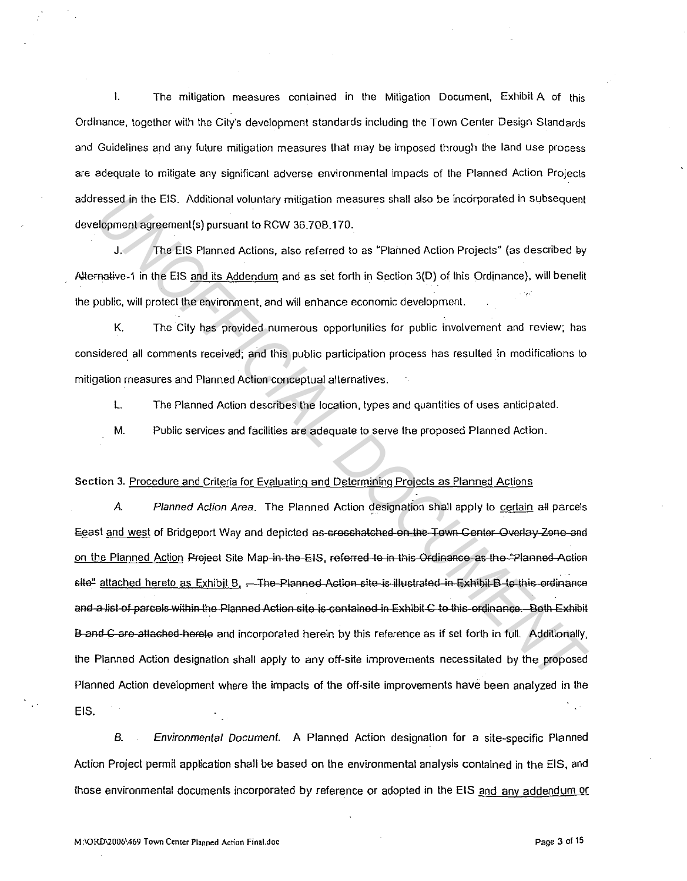I. The mitigation measures contained in the Mitigation Document, Exhibit A of this Ordinance, together with the City's development standards including the Town Center Design Standards and Guidelines and any future mitigation measures that may be imposed through the land use process are adequate to mitigate any significant adverse environmental impacts of the Planned Action Projects addressed in the EIS. Additional voluntary mitigation measures shall also be incorporated in subsequent development agreement(s) pursuant to RCW 36.70B.170.

J. The EIS Planned Actions, also referred to as "Planned Action Projects" (as described ~~by Alternative~~-1 in the EIS and its Addendum and as set forth in Section 3(D) of this Ordinance), will benefit the public, will protect the environment, and will enhance economic development.

K. The City has provided numerous opportunities for public involvement and review; has considered all comments received; and this public participation process has resulted in modifications to mitigation measures and Planned Action conceptual alternatives.

L. The Planned Action describes the location, types and quantities of uses anticipated.

M. Public services and facilities are adequate to serve the proposed Planned Action.

Section 3. Procedure and Criteria for Evaluating and Determining Projects as Planned Actions

*A. Planned Action Area.* The Planned Action designation shall apply to certain ~~all~~ parcels ~~E~~east and west of Bridgeport Way and depicted ~~as crosshatched on the Town Center Overlay Zone and~~ on the Planned Action ~~Project~~ Site Map ~~in the EIS, referred to in this Ordinance as the "Planned Action site"~~ attached hereto as Exhibit B, ~~. The Planned Action site is illustrated in Exhibit B to this ordinance and a list of parcels within the Planned Action site is contained in Exhibit C to this ordinance. Both Exhibit B and C are attached hereto~~ and incorporated herein by this reference as if set forth in full. Additionally, the Planned Action designation shall apply to any off-site improvements necessitated by the proposed Planned Action development where the impacts of the off-site improvements have been analyzed in the EIS.

*B. Environmental Document.* A Planned Action designation for a site-specific Planned Action Project permit application shall be based on the environmental analysis contained in the EIS, and those environmental documents incorporated by reference or adopted in the EIS and any addendum or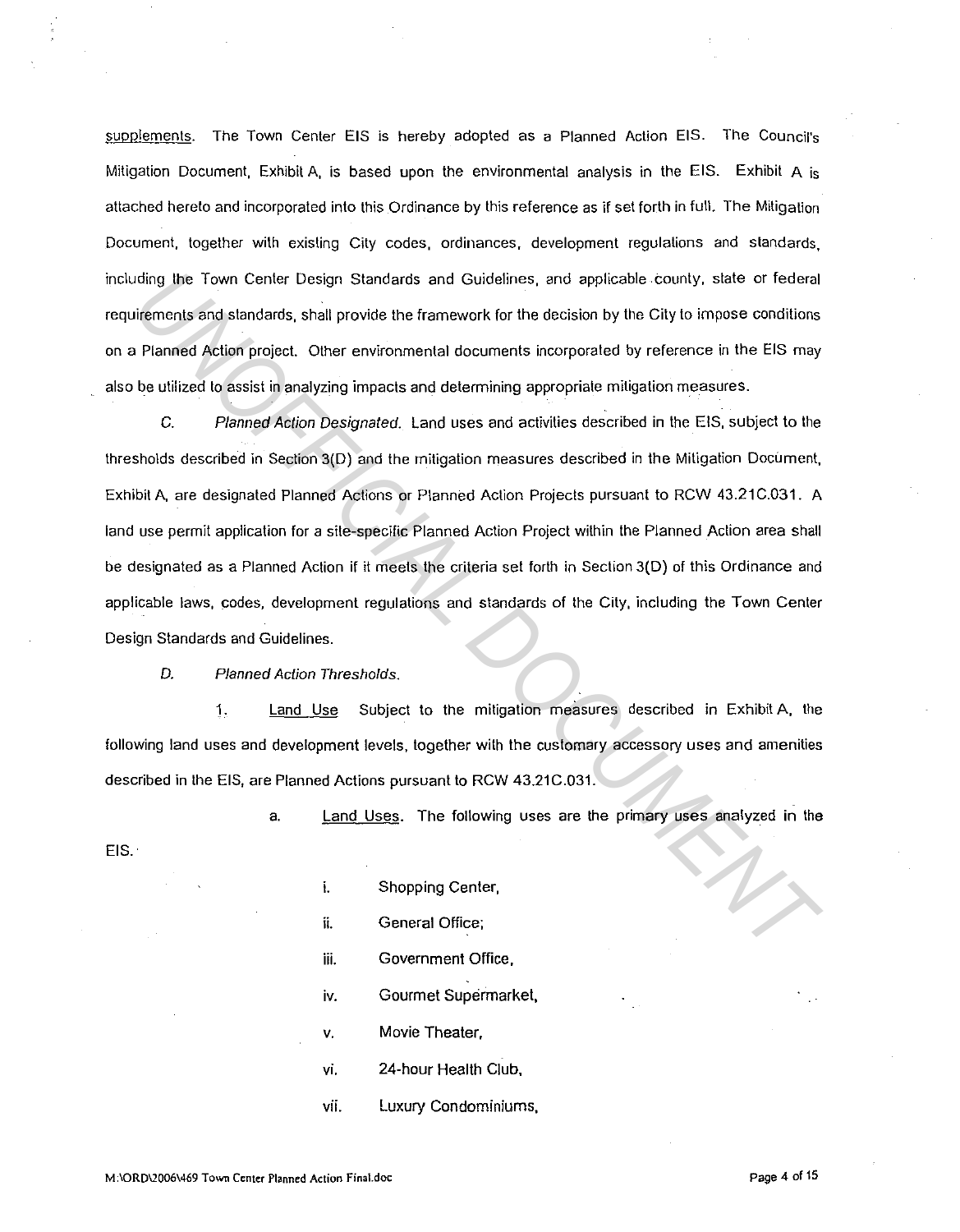supplements. The Town Center EIS is hereby adopted as a Planned Action EIS. The Council's Mitigation Document, Exhibit A, is based upon the environmental analysis in the EIS. Exhibit A is attached hereto and incorporated into this Ordinance by this reference as if set forth in full. The Mitigation Document, together with existing City codes, ordinances, development regulations and standards, including the Town Center Design Standards and Guidelines, and applicable county, state or federal requirements and standards, shall provide the framework for the decision by the City to impose conditions on a Planned Action project. Other environmental documents incorporated by reference in the EIS may also be utilized to assist in analyzing impacts and determining appropriate mitigation measures.

C. *Planned Action Designated.* Land uses and activities described in the EIS, subject to the thresholds described in Section 3(D) and the mitigation measures described in the Mitigation Document, Exhibit A, are designated Planned Actions or Planned Action Projects pursuant to RCW 43.21C.031. A land use permit application for a site-specific Planned Action Project within the Planned Action area shall be designated as a Planned Action if it meets the criteria set forth in Section 3(D) of this Ordinance and applicable laws, codes, development regulations and standards of the City, including the Town Center Design Standards and Guidelines.

D. *Planned Action Thresholds.*

1. Land Use Subject to the mitigation measures described in Exhibit A, the following land uses and development levels, together with the customary accessory uses and amenities described in the EIS, are Planned Actions pursuant to RCW 43.21C.031.

a. Land Uses. The following uses are the primary uses analyzed in the EIS.

i. Shopping Center,

ii. General Office;

iii. Government Office,

iv. Gourmet Supermarket,

v. Movie Theater,

vi. 24-hour Health Club,

vii. Luxury Condominiums,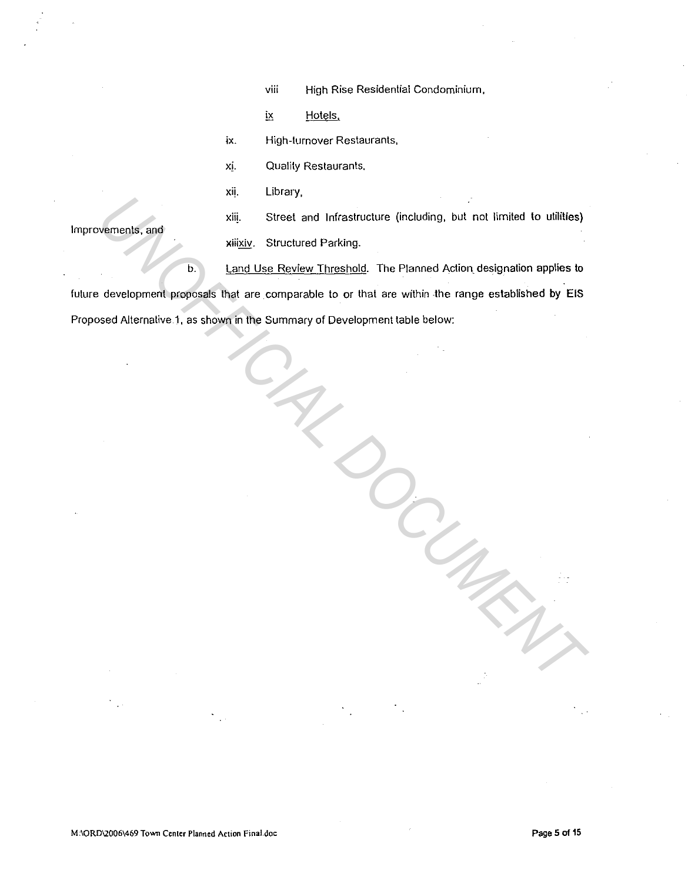viii High Rise Residential Condominium,

ix Hotels,

ix. High-turnover Restaurants,

xi. Quality Restaurants,

xii. Library,

xiii. Street and Infrastructure (including, but not limited to utilities) Improvements, and

xiiixiv. Structured Parking.

b. Land Use Review Threshold. The Planned Action designation applies to future development proposals that are comparable to or that are within the range established by EIS Proposed Alternative 1, as shown in the Summary of Development table below: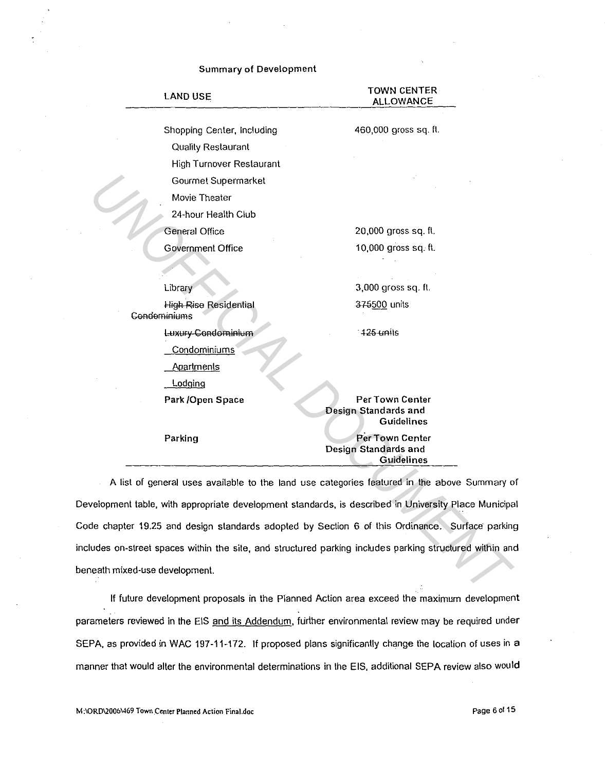Summary of Development

| LAND USE | TOWN CENTER ALLOWANCE |
|---|---|
| Shopping Center, Including | 460,000 gross sq. ft. |
| Quality Restaurant | |
| High Turnover Restaurant | |
| Gourmet Supermarket | |
| Movie Theater | |
| 24-hour Health Club | |
| General Office | 20,000 gross sq. ft. |
| Government Office | 10,000 gross sq. ft. |
| Library | 3,000 gross sq. ft. |
| ~~High Rise~~ Residential ~~Condominiums~~ | ~~375~~500 units |
| ~~Luxury Condominium~~ | ~~125 units~~ |
| Condominiums | |
| Apartments | |
| Lodging | |
| **Park /Open Space** | **Per Town Center Design Standards and Guidelines** |
| **Parking** | **Per Town Center Design Standards and Guidelines** |

A list of general uses available to the land use categories featured in the above Summary of Development table, with appropriate development standards, is described in University Place Municipal Code chapter 19.25 and design standards adopted by Section 6 of this Ordinance. Surface parking includes on-street spaces within the site, and structured parking includes parking structured within and beneath mixed-use development.

If future development proposals in the Planned Action area exceed the maximum development parameters reviewed in the EIS and its Addendum, further environmental review may be required under SEPA, as provided in WAC 197-11-172. If proposed plans significantly change the location of uses in a manner that would alter the environmental determinations in the EIS, additional SEPA review also would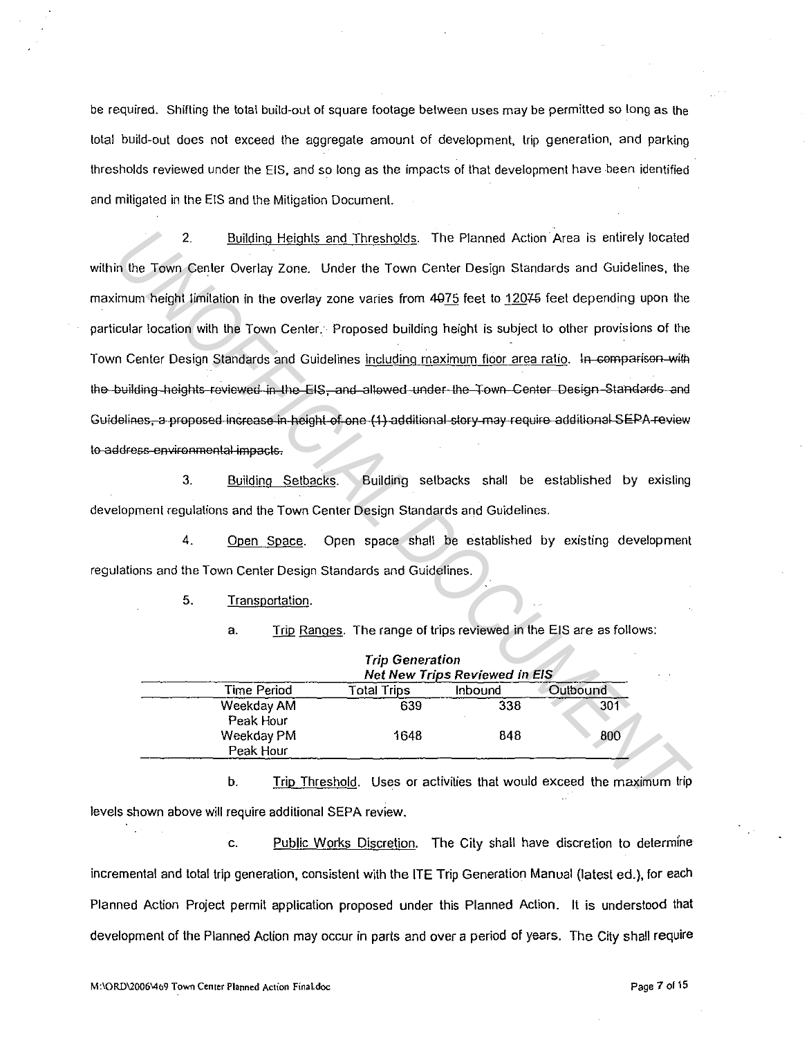be required. Shifting the total build-out of square footage between uses may be permitted so long as the total build-out does not exceed the aggregate amount of development, trip generation, and parking thresholds reviewed under the EIS, and so long as the impacts of that development have been identified and mitigated in the EIS and the Mitigation Document.

2. Building Heights and Thresholds. The Planned Action Area is entirely located within the Town Center Overlay Zone. Under the Town Center Design Standards and Guidelines, the maximum height limitation in the overlay zone varies from ~~40~~75 feet to 120~~75~~ feet depending upon the particular location with the Town Center. Proposed building height is subject to other provisions of the Town Center Design Standards and Guidelines including maximum floor area ratio. ~~In comparison with the building heights reviewed in the EIS, and allowed under the Town Center Design Standards and Guidelines, a proposed increase in height of one (1) additional story may require additional SEPA review to address environmental impacts.~~

3. Building Setbacks. Building setbacks shall be established by existing development regulations and the Town Center Design Standards and Guidelines.

4. Open Space. Open space shall be established by existing development regulations and the Town Center Design Standards and Guidelines.

5. Transportation.

a. Trip Ranges. The range of trips reviewed in the EIS are as follows:

***Trip Generation***
***Net New Trips Reviewed in EIS***

| Time Period | Total Trips | Inbound | Outbound |
|---|---|---|---|
| Weekday AM Peak Hour | 639 | 338 | 301 |
| Weekday PM Peak Hour | 1648 | 848 | 800 |

b. Trip Threshold. Uses or activities that would exceed the maximum trip levels shown above will require additional SEPA review.

c. Public Works Discretion. The City shall have discretion to determine incremental and total trip generation, consistent with the ITE Trip Generation Manual (latest ed.), for each Planned Action Project permit application proposed under this Planned Action. It is understood that development of the Planned Action may occur in parts and over a period of years. The City shall require

M:\ORD\2006\469 Town Center Planned Action Final.doc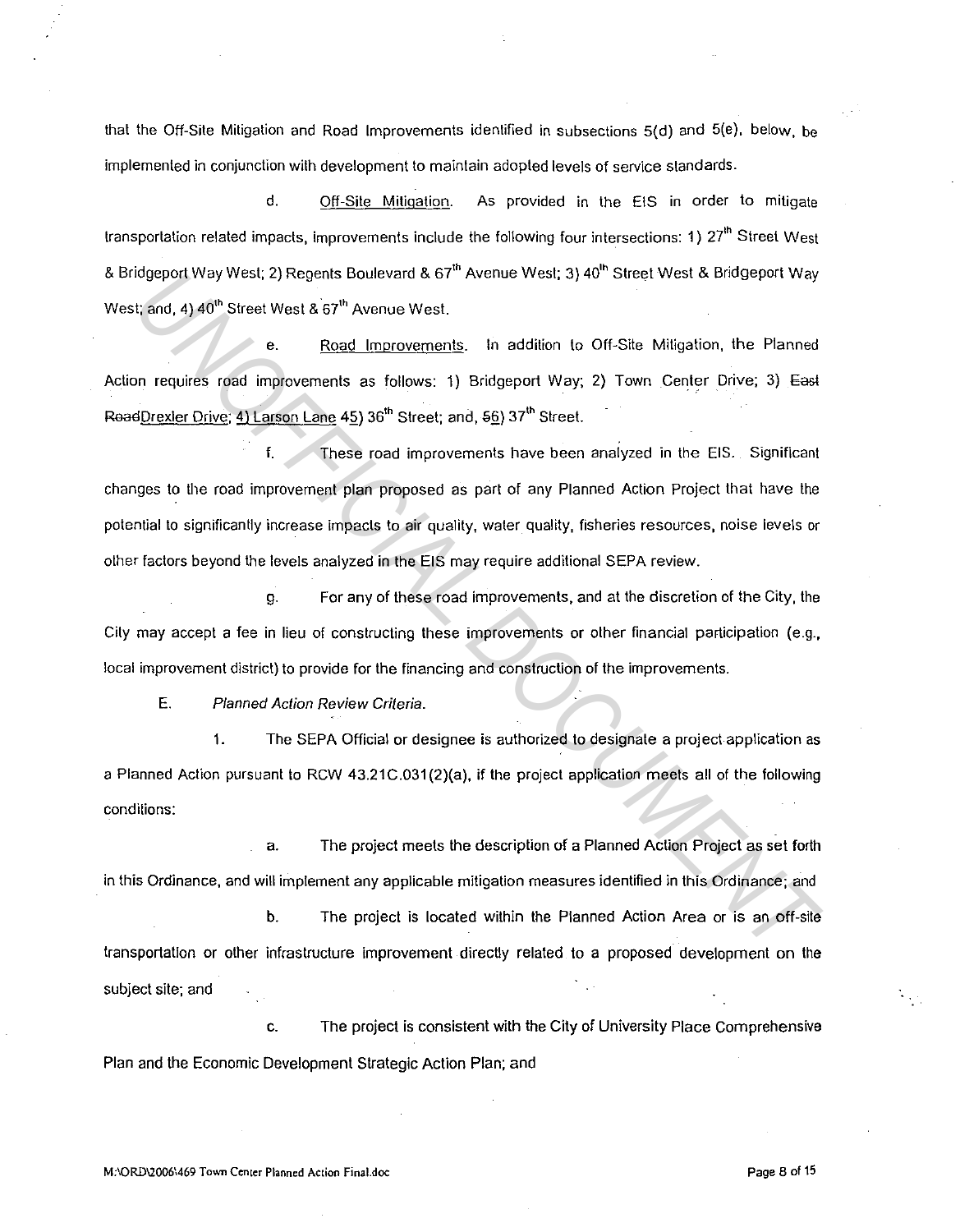that the Off-Site Mitigation and Road Improvements identified in subsections 5(d) and 5(e), below, be implemented in conjunction with development to maintain adopted levels of service standards.

d. Off-Site Mitigation. As provided in the EIS in order to mitigate transportation related impacts, improvements include the following four intersections: 1) 27th Street West & Bridgeport Way West; 2) Regents Boulevard & 67th Avenue West; 3) 40th Street West & Bridgeport Way West; and, 4) 40th Street West & 67th Avenue West.

e. Road Improvements. In addition to Off-Site Mitigation, the Planned Action requires road improvements as follows: 1) Bridgeport Way; 2) Town Center Drive; 3) ~~East Road~~Drexler Drive; 4) Larson Lane ~~4~~5) 36th Street; and, ~~5~~6) 37th Street.

f. These road improvements have been analyzed in the EIS. Significant changes to the road improvement plan proposed as part of any Planned Action Project that have the potential to significantly increase impacts to air quality, water quality, fisheries resources, noise levels or other factors beyond the levels analyzed in the EIS may require additional SEPA review.

g. For any of these road improvements, and at the discretion of the City, the City may accept a fee in lieu of constructing these improvements or other financial participation (e.g., local improvement district) to provide for the financing and construction of the improvements.

E. *Planned Action Review Criteria.*

1. The SEPA Official or designee is authorized to designate a project application as a Planned Action pursuant to RCW 43.21C.031(2)(a), if the project application meets all of the following conditions:

a. The project meets the description of a Planned Action Project as set forth in this Ordinance, and will implement any applicable mitigation measures identified in this Ordinance; and

b. The project is located within the Planned Action Area or is an off-site transportation or other infrastructure improvement directly related to a proposed development on the subject site; and

c. The project is consistent with the City of University Place Comprehensive Plan and the Economic Development Strategic Action Plan; and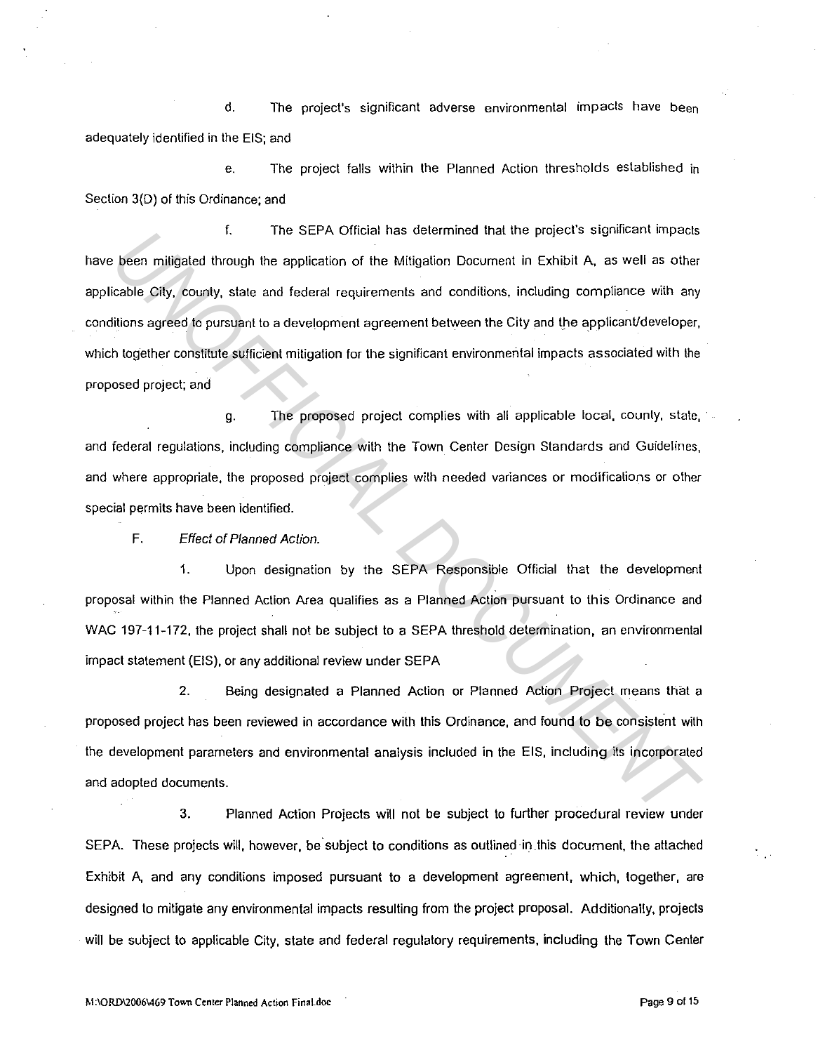d. The project's significant adverse environmental impacts have been adequately identified in the EIS; and

e. The project falls within the Planned Action thresholds established in Section 3(D) of this Ordinance; and

f. The SEPA Official has determined that the project's significant impacts have been mitigated through the application of the Mitigation Document in Exhibit A, as well as other applicable City, county, state and federal requirements and conditions, including compliance with any conditions agreed to pursuant to a development agreement between the City and the applicant/developer, which together constitute sufficient mitigation for the significant environmental impacts associated with the proposed project; and

g. The proposed project complies with all applicable local, county, state, and federal regulations, including compliance with the Town Center Design Standards and Guidelines, and where appropriate, the proposed project complies with needed variances or modifications or other special permits have been identified.

F. *Effect of Planned Action.*

1. Upon designation by the SEPA Responsible Official that the development proposal within the Planned Action Area qualifies as a Planned Action pursuant to this Ordinance and WAC 197-11-172, the project shall not be subject to a SEPA threshold determination, an environmental impact statement (EIS), or any additional review under SEPA

2. Being designated a Planned Action or Planned Action Project means that a proposed project has been reviewed in accordance with this Ordinance, and found to be consistent with the development parameters and environmental analysis included in the EIS, including its incorporated and adopted documents.

3. Planned Action Projects will not be subject to further procedural review under SEPA. These projects will, however, be subject to conditions as outlined in this document, the attached Exhibit A, and any conditions imposed pursuant to a development agreement, which, together, are designed to mitigate any environmental impacts resulting from the project proposal. Additionally, projects will be subject to applicable City, state and federal regulatory requirements, including the Town Center

M:\ORD\2006\469 Town Center Planned Action Final.doc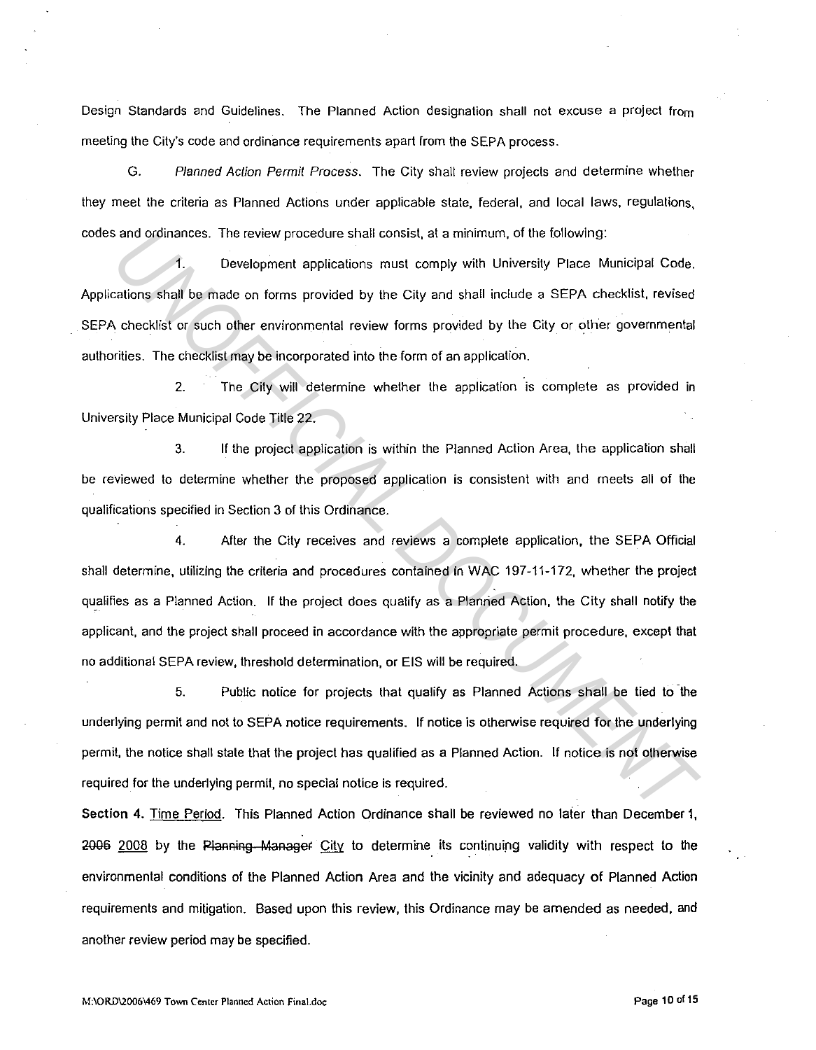Design Standards and Guidelines. The Planned Action designation shall not excuse a project from meeting the City's code and ordinance requirements apart from the SEPA process.

G. *Planned Action Permit Process.* The City shall review projects and determine whether they meet the criteria as Planned Actions under applicable state, federal, and local laws, regulations, codes and ordinances. The review procedure shall consist, at a minimum, of the following:

1. Development applications must comply with University Place Municipal Code. Applications shall be made on forms provided by the City and shall include a SEPA checklist, revised SEPA checklist or such other environmental review forms provided by the City or other governmental authorities. The checklist may be incorporated into the form of an application.

2. The City will determine whether the application is complete as provided in University Place Municipal Code Title 22.

3. If the project application is within the Planned Action Area, the application shall be reviewed to determine whether the proposed application is consistent with and meets all of the qualifications specified in Section 3 of this Ordinance.

4. After the City receives and reviews a complete application, the SEPA Official shall determine, utilizing the criteria and procedures contained in WAC 197-11-172, whether the project qualifies as a Planned Action. If the project does qualify as a Planned Action, the City shall notify the applicant, and the project shall proceed in accordance with the appropriate permit procedure, except that no additional SEPA review, threshold determination, or EIS will be required.

5. Public notice for projects that qualify as Planned Actions shall be tied to the underlying permit and not to SEPA notice requirements. If notice is otherwise required for the underlying permit, the notice shall state that the project has qualified as a Planned Action. If notice is not otherwise required for the underlying permit, no special notice is required.

**Section 4.** Time Period. This Planned Action Ordinance shall be reviewed no later than December 1, ~~2006~~ 2008 by the ~~Planning Manager~~ City to determine its continuing validity with respect to the environmental conditions of the Planned Action Area and the vicinity and adequacy of Planned Action requirements and mitigation. Based upon this review, this Ordinance may be amended as needed, and another review period may be specified.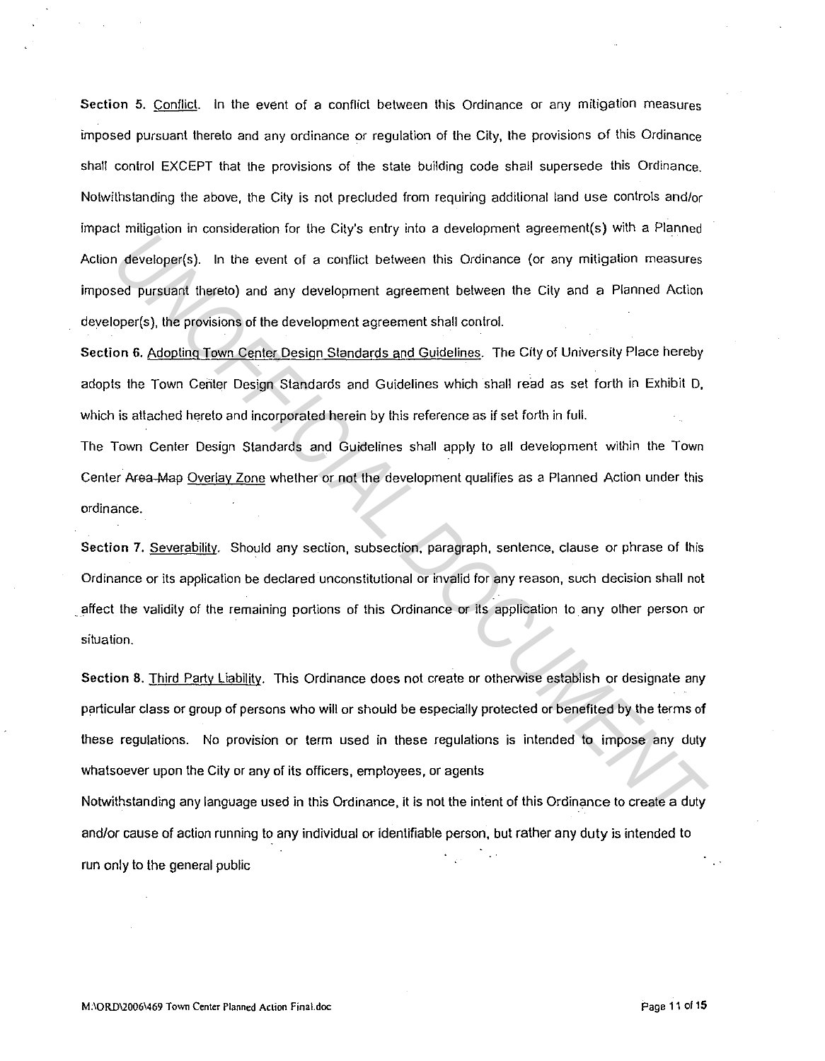**Section 5.** Conflict. In the event of a conflict between this Ordinance or any mitigation measures imposed pursuant thereto and any ordinance or regulation of the City, the provisions of this Ordinance shall control EXCEPT that the provisions of the state building code shall supersede this Ordinance. Notwithstanding the above, the City is not precluded from requiring additional land use controls and/or impact mitigation in consideration for the City's entry into a development agreement(s) with a Planned Action developer(s). In the event of a conflict between this Ordinance (or any mitigation measures imposed pursuant thereto) and any development agreement between the City and a Planned Action developer(s), the provisions of the development agreement shall control.

**Section 6.** Adopting Town Center Design Standards and Guidelines. The City of University Place hereby adopts the Town Center Design Standards and Guidelines which shall read as set forth in Exhibit D, which is attached hereto and incorporated herein by this reference as if set forth in full.

The Town Center Design Standards and Guidelines shall apply to all development within the Town Center ~~Area Map~~ Overlay Zone whether or not the development qualifies as a Planned Action under this ordinance.

**Section 7.** Severability. Should any section, subsection, paragraph, sentence, clause or phrase of this Ordinance or its application be declared unconstitutional or invalid for any reason, such decision shall not affect the validity of the remaining portions of this Ordinance or its application to any other person or situation.

**Section 8.** Third Party Liability. This Ordinance does not create or otherwise establish or designate any particular class or group of persons who will or should be especially protected or benefited by the terms of these regulations. No provision or term used in these regulations is intended to impose any duty whatsoever upon the City or any of its officers, employees, or agents

Notwithstanding any language used in this Ordinance, it is not the intent of this Ordinance to create a duty and/or cause of action running to any individual or identifiable person, but rather any duty is intended to run only to the general public

M:\ORD\2006\469 Town Center Planned Action Final.doc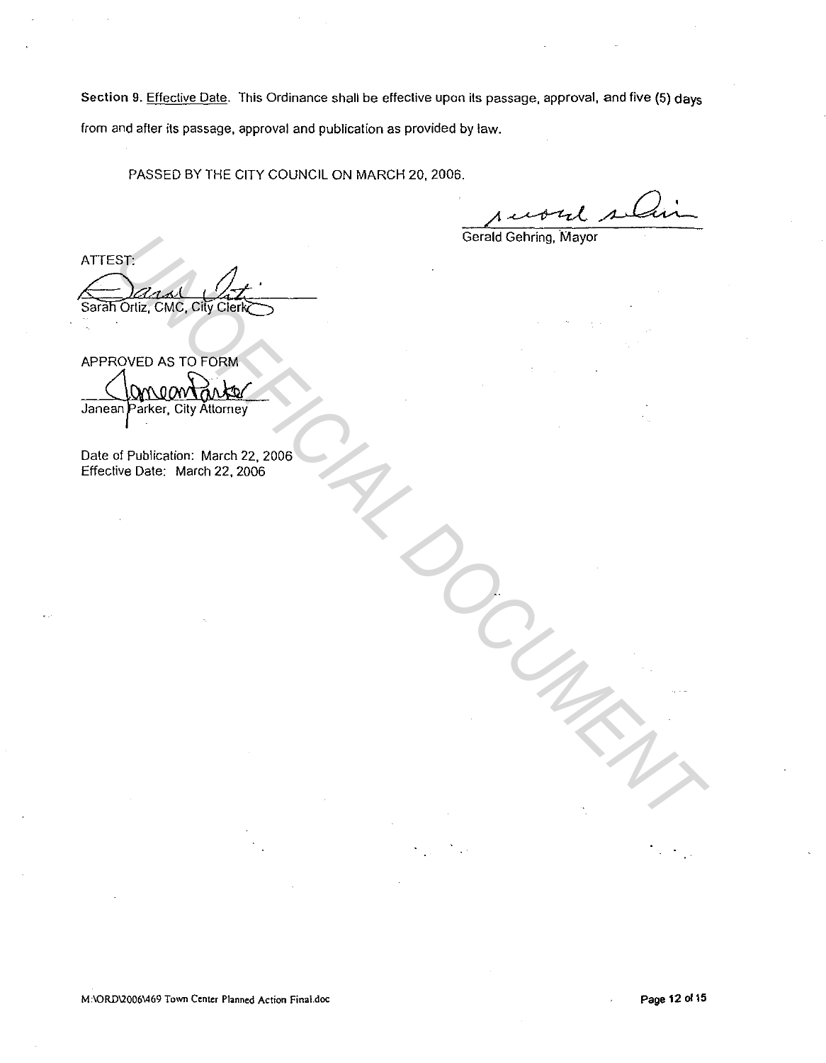**Section 9.** Effective Date. This Ordinance shall be effective upon its passage, approval, and five (5) days from and after its passage, approval and publication as provided by law.

PASSED BY THE CITY COUNCIL ON MARCH 20, 2006.

Gerald Gehring, Mayor

ATTEST:

Sarah Ortiz, CMC, City Clerk

APPROVED AS TO FORM

Janean Parker, City Attorney

Date of Publication: March 22, 2006
Effective Date: March 22, 2006

UNOFFICIAL DOCUMENT

M:\ORD\2006\469 Town Center Planned Action Final.doc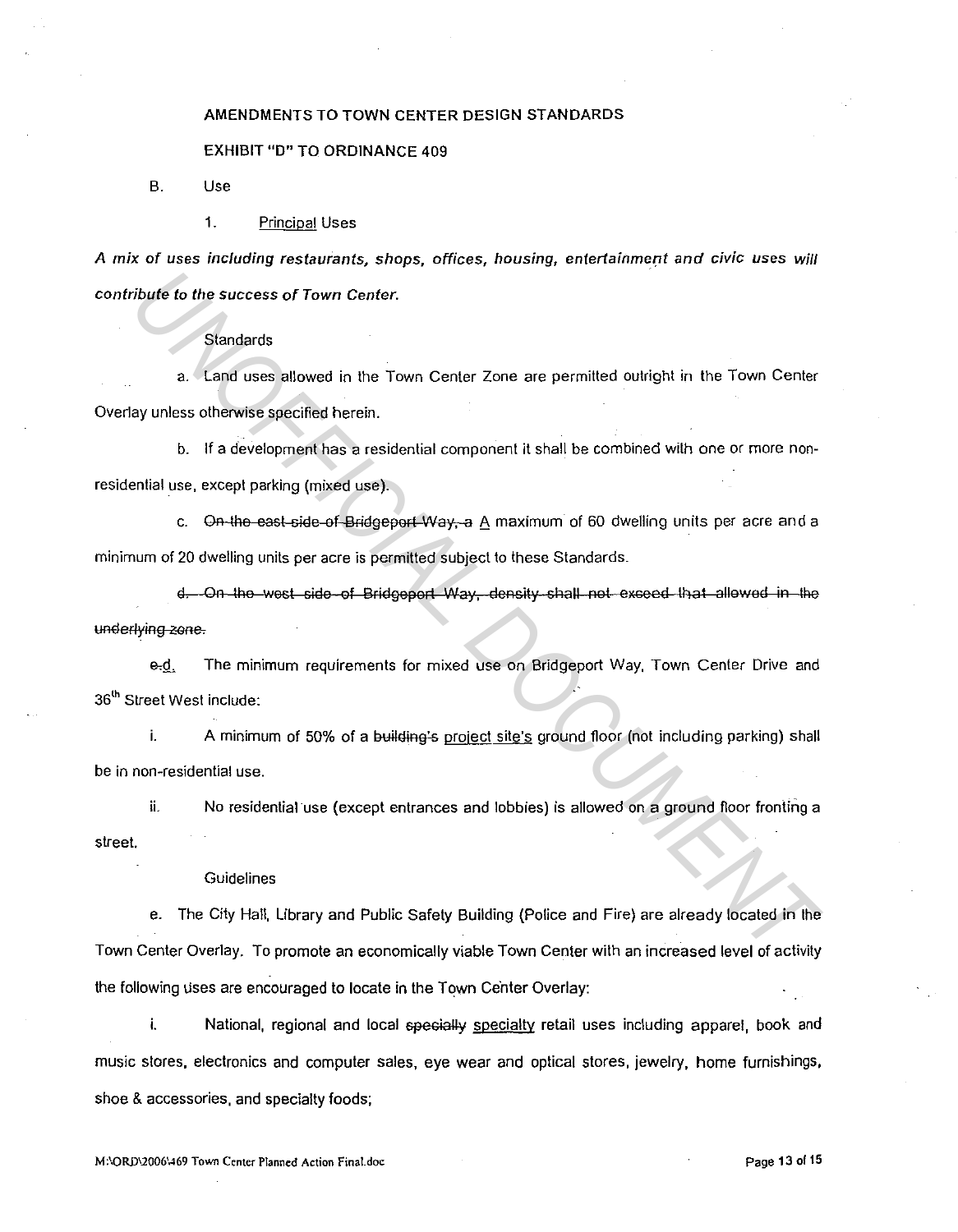AMENDMENTS TO TOWN CENTER DESIGN STANDARDS

EXHIBIT "D" TO ORDINANCE 409

B. Use

1. <u>Principal</u> Uses

***A mix of uses including restaurants, shops, offices, housing, entertainment and civic uses will contribute to the success of Town Center.***

Standards

a. Land uses allowed in the Town Center Zone are permitted outright in the Town Center Overlay unless otherwise specified herein.

b. If a development has a residential component it shall be combined with one or more non-residential use, except parking (mixed use).

c. ~~On the east side of Bridgeport Way, a~~ <u>A</u> maximum of 60 dwelling units per acre and a minimum of 20 dwelling units per acre is permitted subject to these Standards.

~~d. On the west side of Bridgeport Way, density shall not exceed that allowed in the underlying zone.~~

~~e.~~<u>d.</u> The minimum requirements for mixed use on Bridgeport Way, Town Center Drive and 36th Street West include:

i. A minimum of 50% of a ~~building's~~ <u>project site's</u> ground floor (not including parking) shall be in non-residential use.

ii. No residential use (except entrances and lobbies) is allowed on a ground floor fronting a street.

Guidelines

e. The City Hall, Library and Public Safety Building (Police and Fire) are already located in the Town Center Overlay. To promote an economically viable Town Center with an increased level of activity the following uses are encouraged to locate in the Town Center Overlay:

i. National, regional and local ~~specially~~ <u>specialty</u> retail uses including apparel, book and music stores, electronics and computer sales, eye wear and optical stores, jewelry, home furnishings, shoe & accessories, and specialty foods;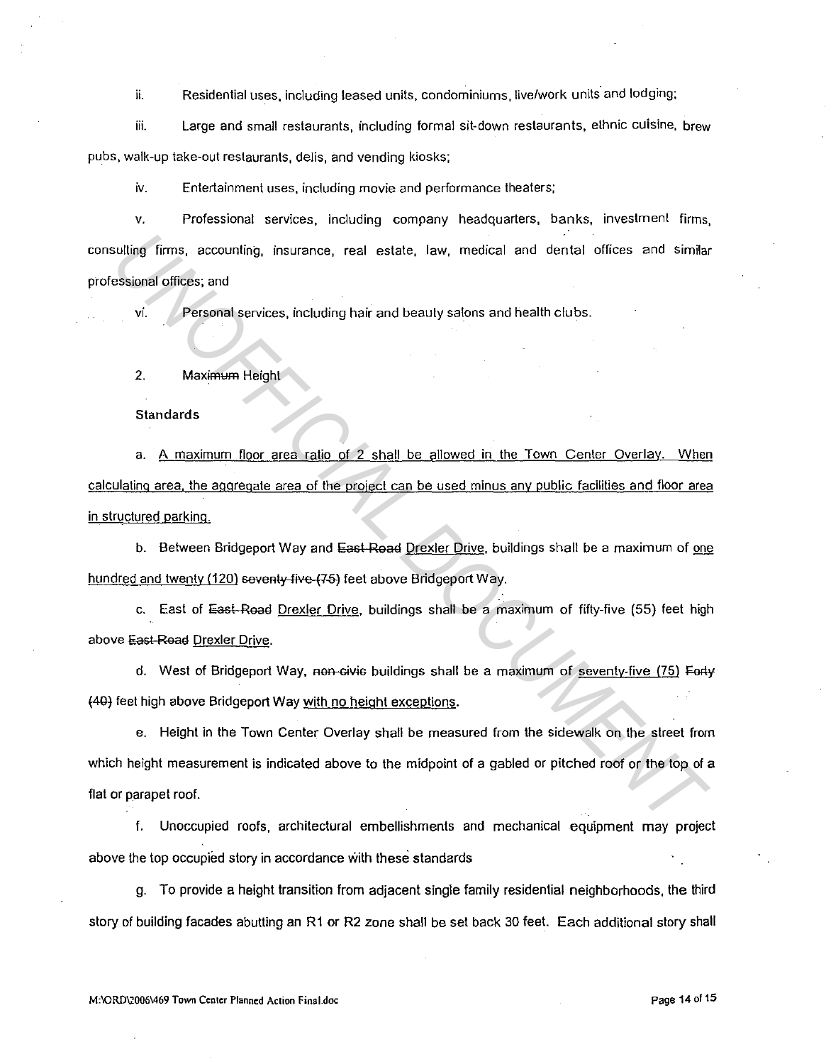ii. Residential uses, including leased units, condominiums, live/work units and lodging;

iii. Large and small restaurants, including formal sit-down restaurants, ethnic cuisine, brew pubs, walk-up take-out restaurants, delis, and vending kiosks;

iv. Entertainment uses, including movie and performance theaters;

v. Professional services, including company headquarters, banks, investment firms, consulting firms, accounting, insurance, real estate, law, medical and dental offices and similar professional offices; and

vi. Personal services, including hair and beauty salons and health clubs.

2. ~~Maximum~~ Height

**Standards**

a. <u>A maximum floor area ratio of 2 shall be allowed in the Town Center Overlay. When calculating area, the aggregate area of the project can be used minus any public facilities and floor area in structured parking.</u>

b. Between Bridgeport Way and ~~East Road~~ <u>Drexler Drive</u>, buildings shall be a maximum of <u>one hundred and twenty (120)</u> ~~seventy-five (75)~~ feet above Bridgeport Way.

c. East of ~~East Road~~ <u>Drexler Drive</u>, buildings shall be a maximum of fifty-five (55) feet high above ~~East Road~~ <u>Drexler Drive</u>.

d. West of Bridgeport Way, ~~non-civic~~ buildings shall be a maximum of <u>seventy-five (75)</u> ~~Forty (40)~~ feet high above Bridgeport Way <u>with no height exceptions</u>.

e. Height in the Town Center Overlay shall be measured from the sidewalk on the street from which height measurement is indicated above to the midpoint of a gabled or pitched roof or the top of a flat or parapet roof.

f. Unoccupied roofs, architectural embellishments and mechanical equipment may project above the top occupied story in accordance with these standards

g. To provide a height transition from adjacent single family residential neighborhoods, the third story of building facades abutting an R1 or R2 zone shall be set back 30 feet. Each additional story shall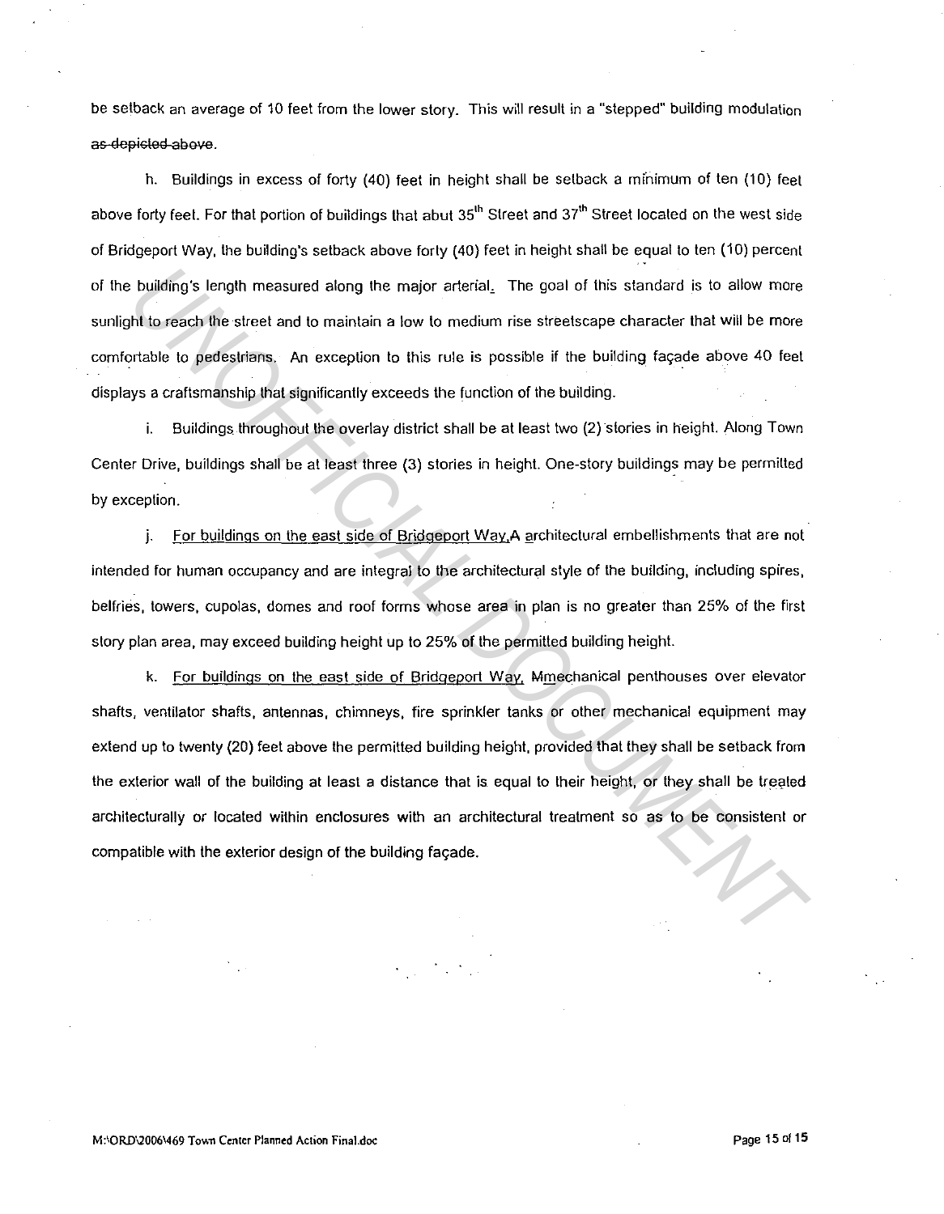be setback an average of 10 feet from the lower story. This will result in a "stepped" building modulation ~~as depicted above~~.

h. Buildings in excess of forty (40) feet in height shall be setback a minimum of ten (10) feet above forty feet. For that portion of buildings that abut 35th Street and 37th Street located on the west side of Bridgeport Way, the building's setback above forty (40) feet in height shall be equal to ten (10) percent of the building's length measured along the major arterial. The goal of this standard is to allow more sunlight to reach the street and to maintain a low to medium rise streetscape character that will be more comfortable to pedestrians. An exception to this rule is possible if the building façade above 40 feet displays a craftsmanship that significantly exceeds the function of the building.

i. Buildings throughout the overlay district shall be at least two (2) stories in height. Along Town Center Drive, buildings shall be at least three (3) stories in height. One-story buildings may be permitted by exception.

j. For buildings on the east side of Bridgeport Way, ~~A~~ architectural embellishments that are not intended for human occupancy and are integral to the architectural style of the building, including spires, belfries, towers, cupolas, domes and roof forms whose area in plan is no greater than 25% of the first story plan area, may exceed building height up to 25% of the permitted building height.

k. For buildings on the east side of Bridgeport Way, ~~M~~mechanical penthouses over elevator shafts, ventilator shafts, antennas, chimneys, fire sprinkler tanks or other mechanical equipment may extend up to twenty (20) feet above the permitted building height, provided that they shall be setback from the exterior wall of the building at least a distance that is equal to their height, or they shall be treated architecturally or located within enclosures with an architectural treatment so as to be consistent or compatible with the exterior design of the building façade.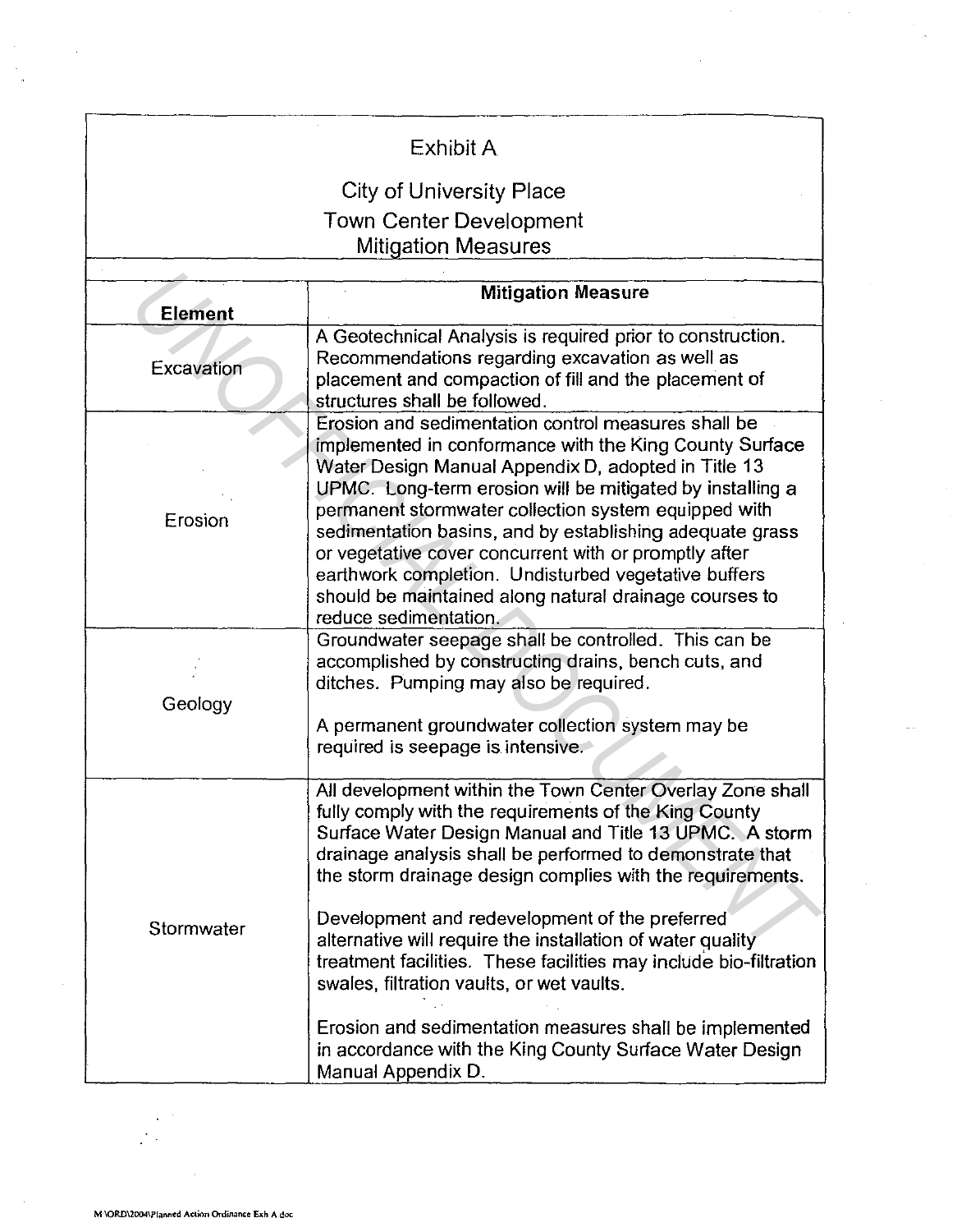Exhibit A

City of University Place
Town Center Development
Mitigation Measures

| Element | Mitigation Measure |
|---|---|
| Excavation | A Geotechnical Analysis is required prior to construction. Recommendations regarding excavation as well as placement and compaction of fill and the placement of structures shall be followed. |
| Erosion | Erosion and sedimentation control measures shall be implemented in conformance with the King County Surface Water Design Manual Appendix D, adopted in Title 13 UPMC. Long-term erosion will be mitigated by installing a permanent stormwater collection system equipped with sedimentation basins, and by establishing adequate grass or vegetative cover concurrent with or promptly after earthwork completion. Undisturbed vegetative buffers should be maintained along natural drainage courses to reduce sedimentation. |
| Geology | Groundwater seepage shall be controlled. This can be accomplished by constructing drains, bench cuts, and ditches. Pumping may also be required.<br><br>A permanent groundwater collection system may be required is seepage is intensive. |
| Stormwater | All development within the Town Center Overlay Zone shall fully comply with the requirements of the King County Surface Water Design Manual and Title 13 UPMC. A storm drainage analysis shall be performed to demonstrate that the storm drainage design complies with the requirements.<br><br>Development and redevelopment of the preferred alternative will require the installation of water quality treatment facilities. These facilities may include bio-filtration swales, filtration vaults, or wet vaults.<br><br>Erosion and sedimentation measures shall be implemented in accordance with the King County Surface Water Design Manual Appendix D. |

M:\ORD\2004\Planned Action Ordinance Exh A.doc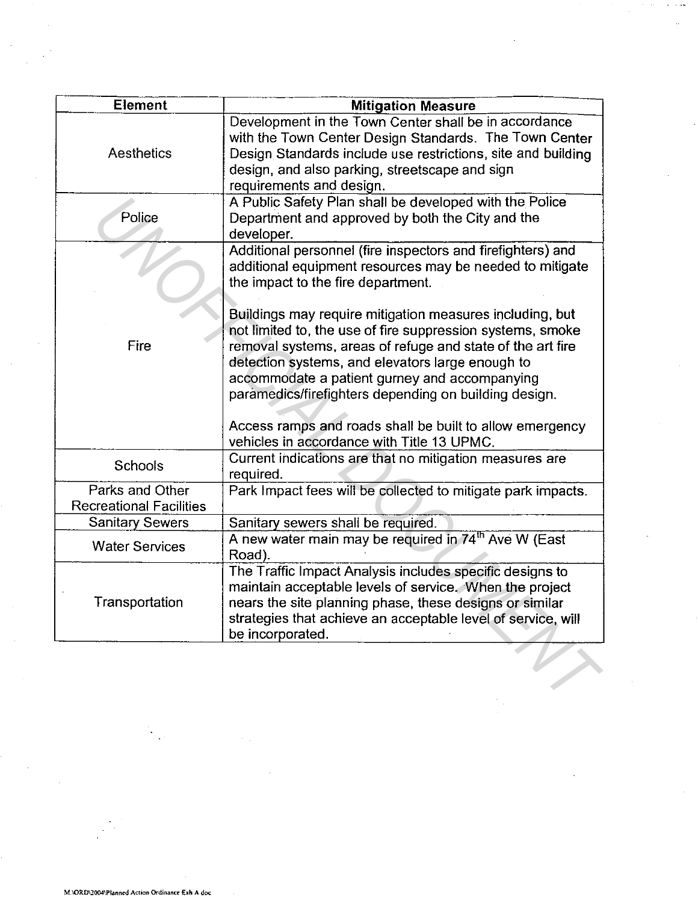| Element | Mitigation Measure |
| --- | --- |
| Aesthetics | Development in the Town Center shall be in accordance with the Town Center Design Standards. The Town Center Design Standards include use restrictions, site and building design, and also parking, streetscape and sign requirements and design. |
| Police | A Public Safety Plan shall be developed with the Police Department and approved by both the City and the developer. |
| Fire | Additional personnel (fire inspectors and firefighters) and additional equipment resources may be needed to mitigate the impact to the fire department.<br><br>Buildings may require mitigation measures including, but not limited to, the use of fire suppression systems, smoke removal systems, areas of refuge and state of the art fire detection systems, and elevators large enough to accommodate a patient gurney and accompanying paramedics/firefighters depending on building design.<br><br>Access ramps and roads shall be built to allow emergency vehicles in accordance with Title 13 UPMC. |
| Schools | Current indications are that no mitigation measures are required. |
| Parks and Other Recreational Facilities | Park Impact fees will be collected to mitigate park impacts. |
| Sanitary Sewers | Sanitary sewers shall be required. |
| Water Services | A new water main may be required in 74th Ave W (East Road). |
| Transportation | The Traffic Impact Analysis includes specific designs to maintain acceptable levels of service. When the project nears the site planning phase, these designs or similar strategies that achieve an acceptable level of service, will be incorporated. |

M:\ORD\2004\Planned Action Ordinance Exh A doc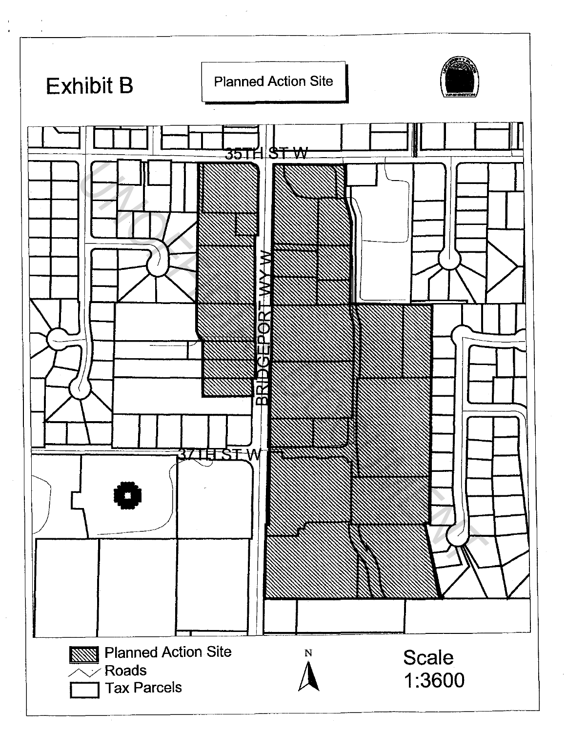# Exhibit B

Planned Action Site

35TH ST W

BRIDGEPORT WY W

37TH ST W

Planned Action Site

Roads

Tax Parcels

N

Scale 1:3600